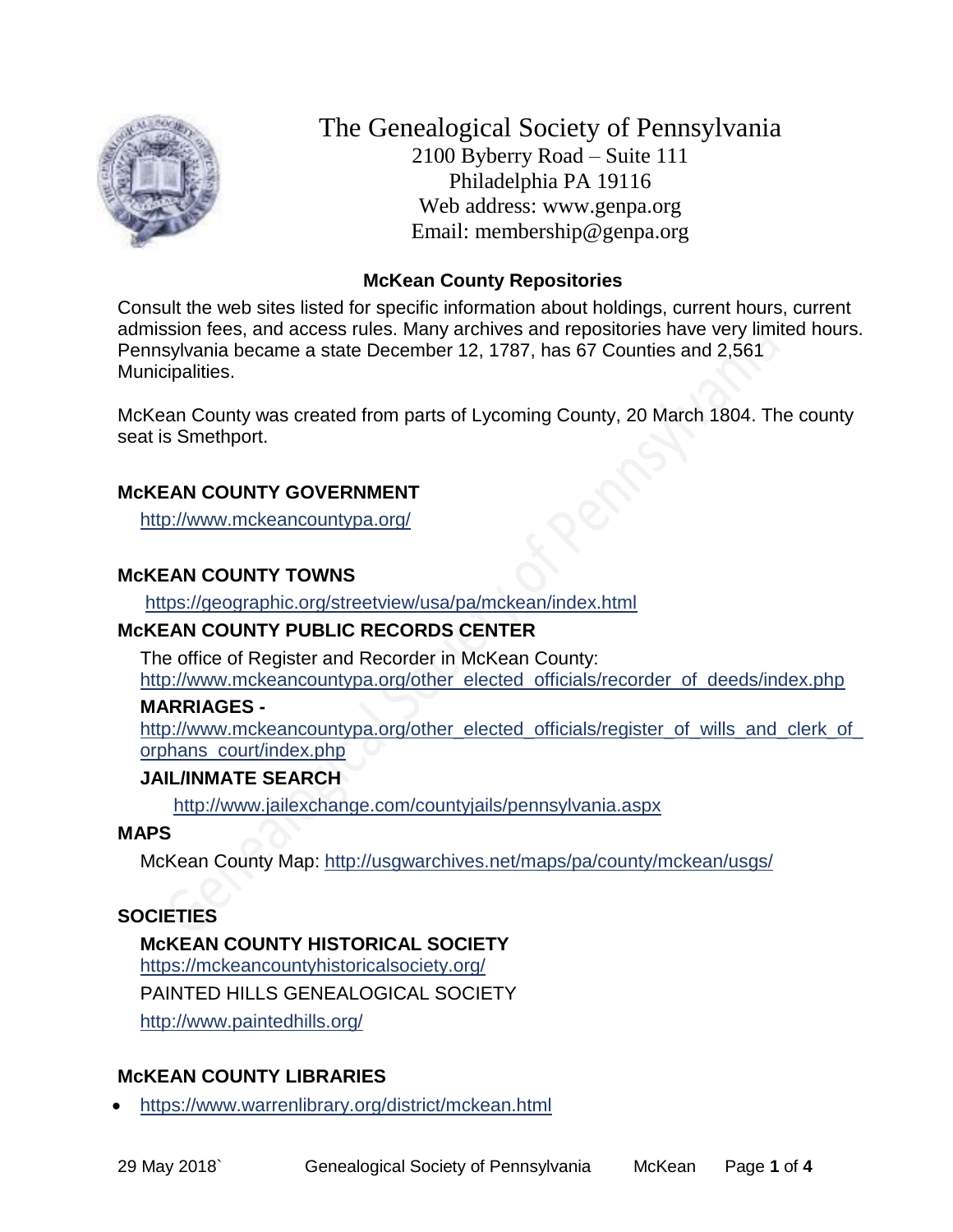# The Genealogical Society of Pennsylvania

2100 Byberry Road – Suite 111
Philadelphia PA 19116
Web address: www.genpa.org
Email: membership@genpa.org

## McKean County Repositories

Consult the web sites listed for specific information about holdings, current hours, current admission fees, and access rules. Many archives and repositories have very limited hours. Pennsylvania became a state December 12, 1787, has 67 Counties and 2,561 Municipalities.

McKean County was created from parts of Lycoming County, 20 March 1804. The county seat is Smethport.

### McKEAN COUNTY GOVERNMENT

http://www.mckeancountypa.org/

### McKEAN COUNTY TOWNS

https://geographic.org/streetview/usa/pa/mckean/index.html

### McKEAN COUNTY PUBLIC RECORDS CENTER

The office of Register and Recorder in McKean County:
http://www.mckeancountypa.org/other_elected_officials/recorder_of_deeds/index.php

**MARRIAGES -**
http://www.mckeancountypa.org/other_elected_officials/register_of_wills_and_clerk_of_orphans_court/index.php

**JAIL/INMATE SEARCH**

http://www.jailexchange.com/countyjails/pennsylvania.aspx

### MAPS

McKean County Map: http://usgwarchives.net/maps/pa/county/mckean/usgs/

### SOCIETIES

**McKEAN COUNTY HISTORICAL SOCIETY**
https://mckeancountyhistoricalsociety.org/

PAINTED HILLS GENEALOGICAL SOCIETY

http://www.paintedhills.org/

### McKEAN COUNTY LIBRARIES

- https://www.warrenlibrary.org/district/mckean.html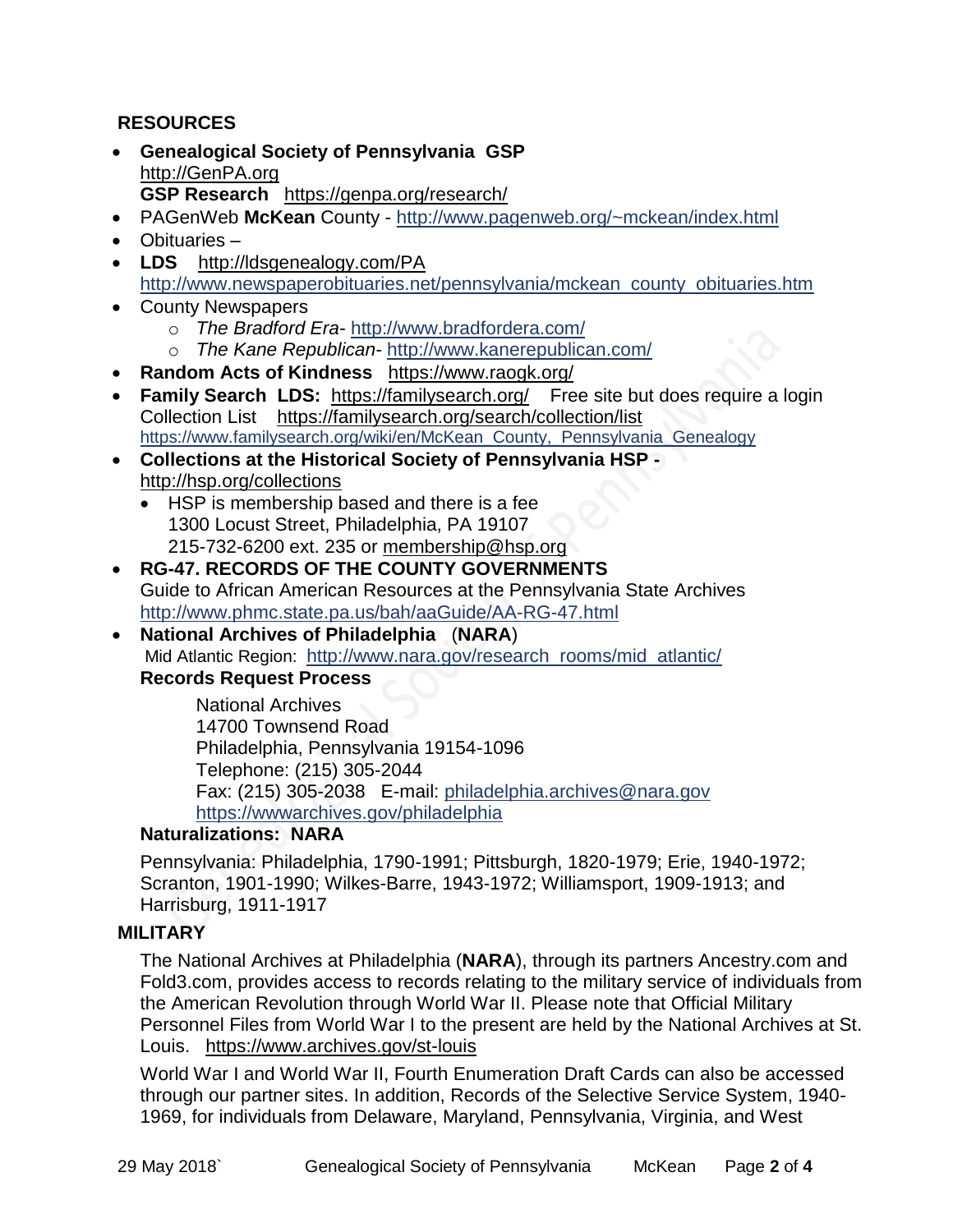## RESOURCES

- **Genealogical Society of Pennsylvania GSP** http://GenPA.org
  **GSP Research** https://genpa.org/research/
- PAGenWeb **McKean** County - http://www.pagenweb.org/~mckean/index.html
- Obituaries –
- **LDS** http://ldsgenealogy.com/PA
  http://www.newspaperobituaries.net/pennsylvania/mckean_county_obituaries.htm
- County Newspapers
  - *The Bradford Era*- http://www.bradfordera.com/
  - *The Kane Republican*- http://www.kanerepublican.com/
- **Random Acts of Kindness** https://www.raogk.org/
- **Family Search LDS:** https://familysearch.org/ Free site but does require a login
  Collection List https://familysearch.org/search/collection/list
  https://www.familysearch.org/wiki/en/McKean_County,_Pennsylvania_Genealogy
- **Collections at the Historical Society of Pennsylvania HSP -** http://hsp.org/collections
  - HSP is membership based and there is a fee
    1300 Locust Street, Philadelphia, PA 19107
    215-732-6200 ext. 235 or membership@hsp.org
- **RG-47. RECORDS OF THE COUNTY GOVERNMENTS**
  Guide to African American Resources at the Pennsylvania State Archives
  http://www.phmc.state.pa.us/bah/aaGuide/AA-RG-47.html
- **National Archives of Philadelphia** (**NARA**)
  Mid Atlantic Region: http://www.nara.gov/research_rooms/mid_atlantic/
  **Records Request Process**

  National Archives
  14700 Townsend Road
  Philadelphia, Pennsylvania 19154-1096
  Telephone: (215) 305-2044
  Fax: (215) 305-2038 E-mail: philadelphia.archives@nara.gov
  https://wwwarchives.gov/philadelphia

  **Naturalizations: NARA**

  Pennsylvania: Philadelphia, 1790-1991; Pittsburgh, 1820-1979; Erie, 1940-1972; Scranton, 1901-1990; Wilkes-Barre, 1943-1972; Williamsport, 1909-1913; and Harrisburg, 1911-1917

## MILITARY

The National Archives at Philadelphia (**NARA**), through its partners Ancestry.com and Fold3.com, provides access to records relating to the military service of individuals from the American Revolution through World War II. Please note that Official Military Personnel Files from World War I to the present are held by the National Archives at St. Louis. https://www.archives.gov/st-louis

World War I and World War II, Fourth Enumeration Draft Cards can also be accessed through our partner sites. In addition, Records of the Selective Service System, 1940-1969, for individuals from Delaware, Maryland, Pennsylvania, Virginia, and West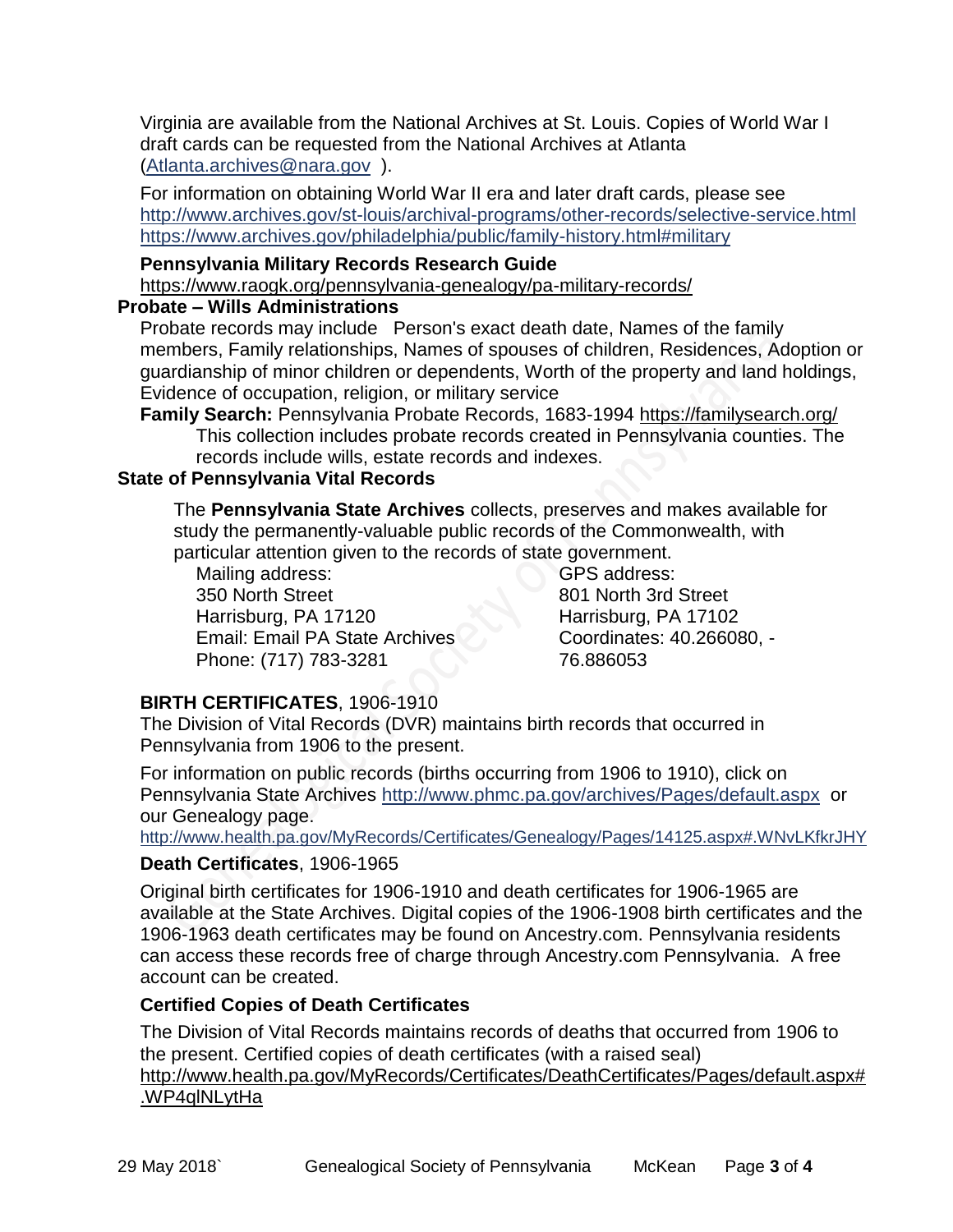Virginia are available from the National Archives at St. Louis. Copies of World War I draft cards can be requested from the National Archives at Atlanta (Atlanta.archives@nara.gov ).

For information on obtaining World War II era and later draft cards, please see
http://www.archives.gov/st-louis/archival-programs/other-records/selective-service.html
https://www.archives.gov/philadelphia/public/family-history.html#military

**Pennsylvania Military Records Research Guide**
https://www.raogk.org/pennsylvania-genealogy/pa-military-records/

### Probate – Wills Administrations

Probate records may include Person's exact death date, Names of the family members, Family relationships, Names of spouses of children, Residences, Adoption or guardianship of minor children or dependents, Worth of the property and land holdings, Evidence of occupation, religion, or military service

**Family Search:** Pennsylvania Probate Records, 1683-1994 https://familysearch.org/
This collection includes probate records created in Pennsylvania counties. The records include wills, estate records and indexes.

### State of Pennsylvania Vital Records

The **Pennsylvania State Archives** collects, preserves and makes available for study the permanently-valuable public records of the Commonwealth, with particular attention given to the records of state government.

Mailing address:
350 North Street
Harrisburg, PA 17120
Email: Email PA State Archives
Phone: (717) 783-3281

GPS address:
801 North 3rd Street
Harrisburg, PA 17102
Coordinates: 40.266080, -76.886053

**BIRTH CERTIFICATES**, 1906-1910

The Division of Vital Records (DVR) maintains birth records that occurred in Pennsylvania from 1906 to the present.

For information on public records (births occurring from 1906 to 1910), click on Pennsylvania State Archives http://www.phmc.pa.gov/archives/Pages/default.aspx or our Genealogy page.
http://www.health.pa.gov/MyRecords/Certificates/Genealogy/Pages/14125.aspx#.WNvLKfkrJHY

**Death Certificates**, 1906-1965

Original birth certificates for 1906-1910 and death certificates for 1906-1965 are available at the State Archives. Digital copies of the 1906-1908 birth certificates and the 1906-1963 death certificates may be found on Ancestry.com. Pennsylvania residents can access these records free of charge through Ancestry.com Pennsylvania. A free account can be created.

**Certified Copies of Death Certificates**

The Division of Vital Records maintains records of deaths that occurred from 1906 to the present. Certified copies of death certificates (with a raised seal)
http://www.health.pa.gov/MyRecords/Certificates/DeathCertificates/Pages/default.aspx#.WP4qlNLytHa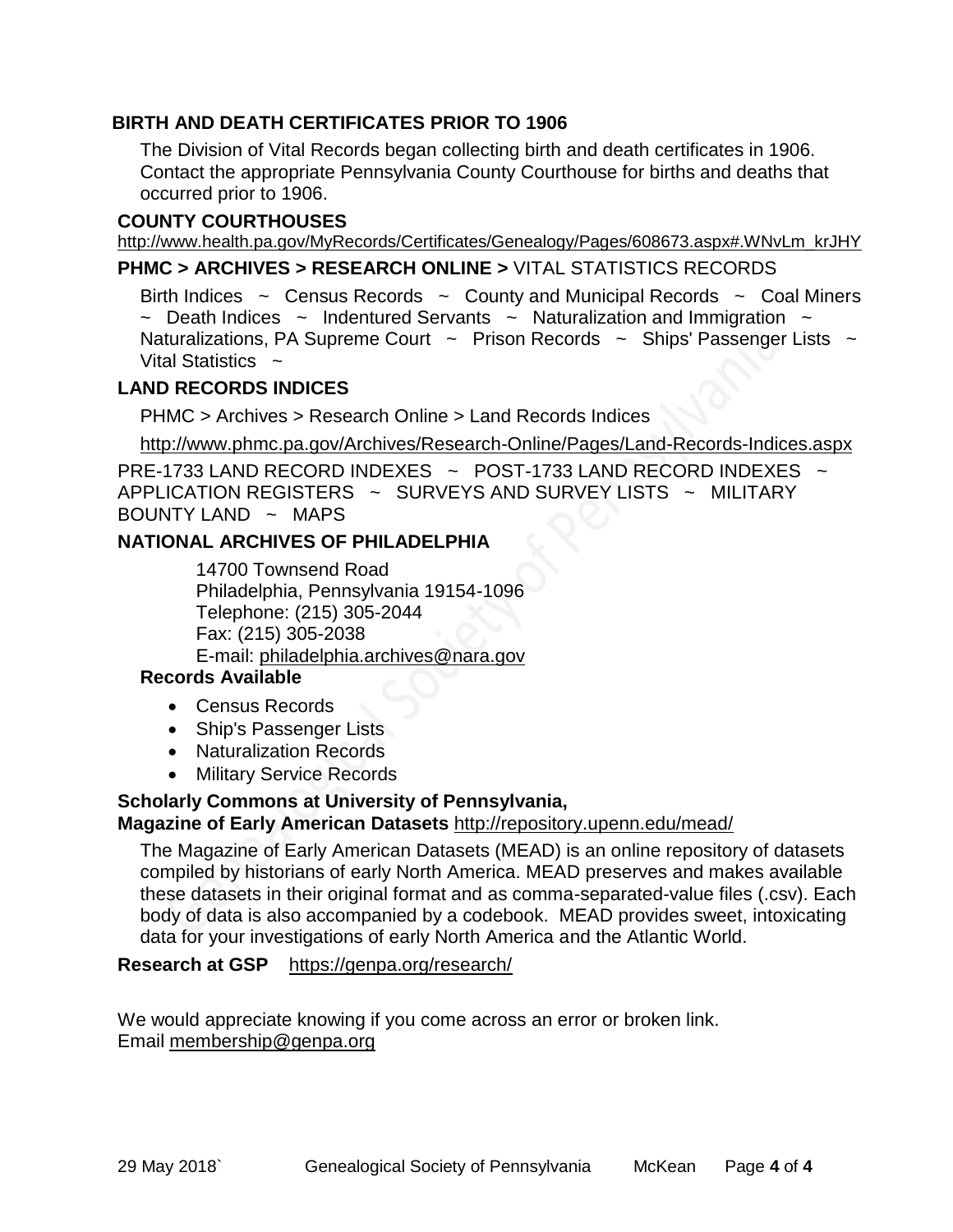**BIRTH AND DEATH CERTIFICATES PRIOR TO 1906**

The Division of Vital Records began collecting birth and death certificates in 1906. Contact the appropriate Pennsylvania County Courthouse for births and deaths that occurred prior to 1906.

**COUNTY COURTHOUSES**

http://www.health.pa.gov/MyRecords/Certificates/Genealogy/Pages/608673.aspx#.WNvLm_krJHY

**PHMC > ARCHIVES > RESEARCH ONLINE >** VITAL STATISTICS RECORDS

Birth Indices ~ Census Records ~ County and Municipal Records ~ Coal Miners ~ Death Indices ~ Indentured Servants ~ Naturalization and Immigration ~ Naturalizations, PA Supreme Court ~ Prison Records ~ Ships' Passenger Lists ~ Vital Statistics ~

**LAND RECORDS INDICES**

PHMC > Archives > Research Online > Land Records Indices

http://www.phmc.pa.gov/Archives/Research-Online/Pages/Land-Records-Indices.aspx

PRE-1733 LAND RECORD INDEXES ~ POST-1733 LAND RECORD INDEXES ~ APPLICATION REGISTERS ~ SURVEYS AND SURVEY LISTS ~ MILITARY BOUNTY LAND ~ MAPS

**NATIONAL ARCHIVES OF PHILADELPHIA**

14700 Townsend Road
Philadelphia, Pennsylvania 19154-1096
Telephone: (215) 305-2044
Fax: (215) 305-2038
E-mail: philadelphia.archives@nara.gov

**Records Available**

- Census Records
- Ship's Passenger Lists
- Naturalization Records
- Military Service Records

**Scholarly Commons at University of Pennsylvania,**
**Magazine of Early American Datasets** http://repository.upenn.edu/mead/

The Magazine of Early American Datasets (MEAD) is an online repository of datasets compiled by historians of early North America. MEAD preserves and makes available these datasets in their original format and as comma-separated-value files (.csv). Each body of data is also accompanied by a codebook. MEAD provides sweet, intoxicating data for your investigations of early North America and the Atlantic World.

**Research at GSP** https://genpa.org/research/

We would appreciate knowing if you come across an error or broken link.
Email membership@genpa.org